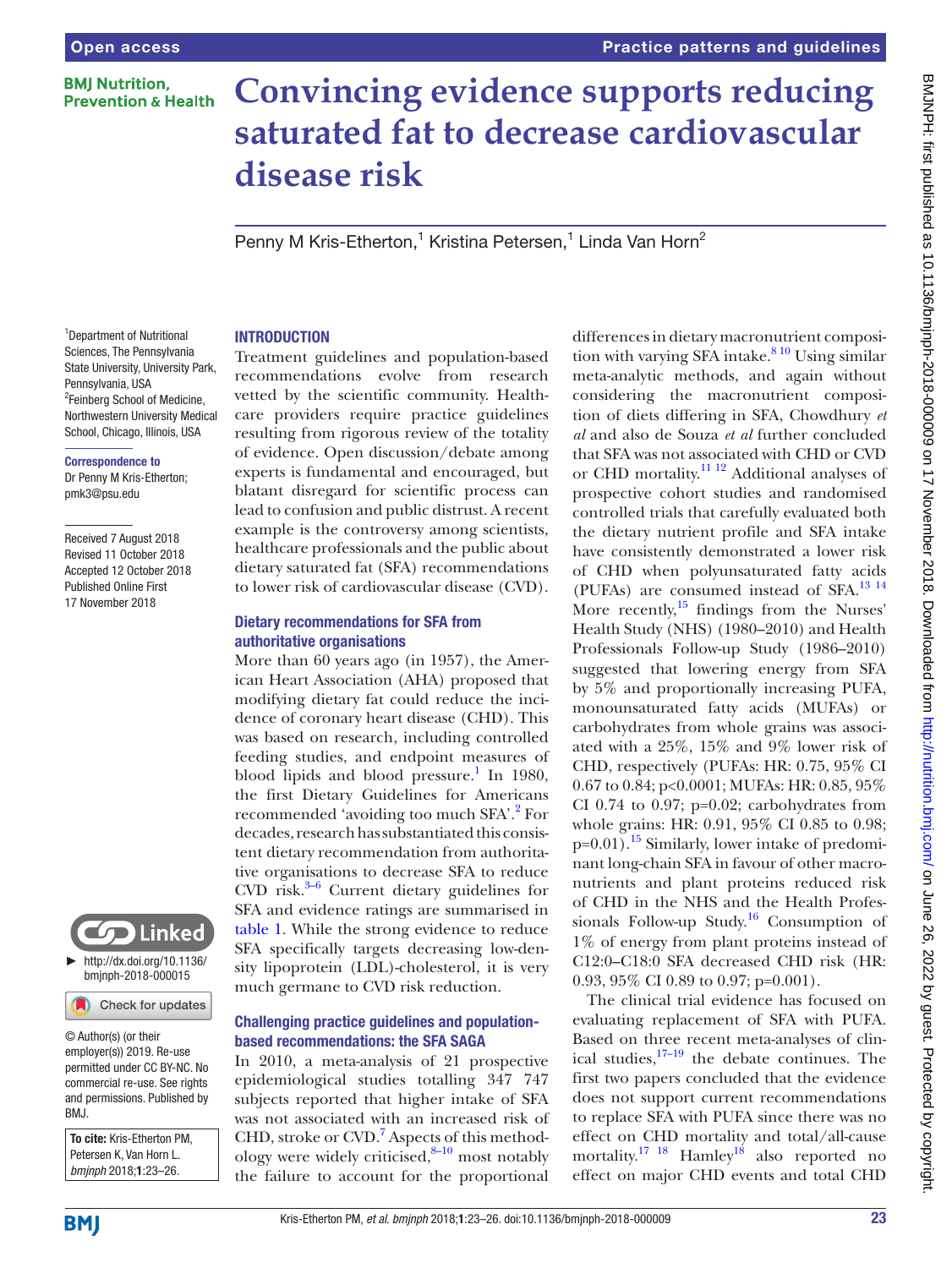# Convincing evidence supports reducing saturated fat to decrease cardiovascular disease risk

Penny M Kris-Etherton,[1] Kristina Petersen,[1] Linda Van Horn[2]

[1]Department of Nutritional Sciences, The Pennsylvania State University, University Park, Pennsylvania, USA
[2]Feinberg School of Medicine, Northwestern University Medical School, Chicago, Illinois, USA

**Correspondence to**
Dr Penny M Kris-Etherton; pmk3@psu.edu

Received 7 August 2018
Revised 11 October 2018
Accepted 12 October 2018
Published Online First
17 November 2018

► http://dx.doi.org/10.1136/bmjnph-2018-000015

© Author(s) (or their employer(s)) 2019. Re-use permitted under CC BY-NC. No commercial re-use. See rights and permissions. Published by BMJ.

**To cite:** Kris-Etherton PM, Petersen K, Van Horn L. *bmjnph* 2018;**1**:23–26.

## INTRODUCTION

Treatment guidelines and population-based recommendations evolve from research vetted by the scientific community. Healthcare providers require practice guidelines resulting from rigorous review of the totality of evidence. Open discussion/debate among experts is fundamental and encouraged, but blatant disregard for scientific process can lead to confusion and public distrust. A recent example is the controversy among scientists, healthcare professionals and the public about dietary saturated fat (SFA) recommendations to lower risk of cardiovascular disease (CVD).

### Dietary recommendations for SFA from authoritative organisations

More than 60 years ago (in 1957), the American Heart Association (AHA) proposed that modifying dietary fat could reduce the incidence of coronary heart disease (CHD). This was based on research, including controlled feeding studies, and endpoint measures of blood lipids and blood pressure.[1] In 1980, the first Dietary Guidelines for Americans recommended 'avoiding too much SFA'.[2] For decades, research has substantiated this consistent dietary recommendation from authoritative organisations to decrease SFA to reduce CVD risk.[3–6] Current dietary guidelines for SFA and evidence ratings are summarised in table 1. While the strong evidence to reduce SFA specifically targets decreasing low-density lipoprotein (LDL)-cholesterol, it is very much germane to CVD risk reduction.

### Challenging practice guidelines and population-based recommendations: the SFA SAGA

In 2010, a meta-analysis of 21 prospective epidemiological studies totalling 347 747 subjects reported that higher intake of SFA was not associated with an increased risk of CHD, stroke or CVD.[7] Aspects of this methodology were widely criticised,[8–10] most notably the failure to account for the proportional differences in dietary macronutrient composition with varying SFA intake.[8,10] Using similar meta-analytic methods, and again without considering the macronutrient composition of diets differing in SFA, Chowdhury *et al* and also de Souza *et al* further concluded that SFA was not associated with CHD or CVD or CHD mortality.[11,12] Additional analyses of prospective cohort studies and randomised controlled trials that carefully evaluated both the dietary nutrient profile and SFA intake have consistently demonstrated a lower risk of CHD when polyunsaturated fatty acids (PUFAs) are consumed instead of SFA.[13,14] More recently,[15] findings from the Nurses' Health Study (NHS) (1980–2010) and Health Professionals Follow-up Study (1986–2010) suggested that lowering energy from SFA by 5% and proportionally increasing PUFA, monounsaturated fatty acids (MUFAs) or carbohydrates from whole grains was associated with a 25%, 15% and 9% lower risk of CHD, respectively (PUFAs: HR: 0.75, 95% CI 0.67 to 0.84; p<0.0001; MUFAs: HR: 0.85, 95% CI 0.74 to 0.97; p=0.02; carbohydrates from whole grains: HR: 0.91, 95% CI 0.85 to 0.98; p=0.01).[15] Similarly, lower intake of predominant long-chain SFA in favour of other macronutrients and plant proteins reduced risk of CHD in the NHS and the Health Professionals Follow-up Study.[16] Consumption of 1% of energy from plant proteins instead of C12:0–C18:0 SFA decreased CHD risk (HR: 0.93, 95% CI 0.89 to 0.97; p=0.001).

The clinical trial evidence has focused on evaluating replacement of SFA with PUFA. Based on three recent meta-analyses of clinical studies,[17–19] the debate continues. The first two papers concluded that the evidence does not support current recommendations to replace SFA with PUFA since there was no effect on CHD mortality and total/all-cause mortality.[17,18] Hamley[18] also reported no effect on major CHD events and total CHD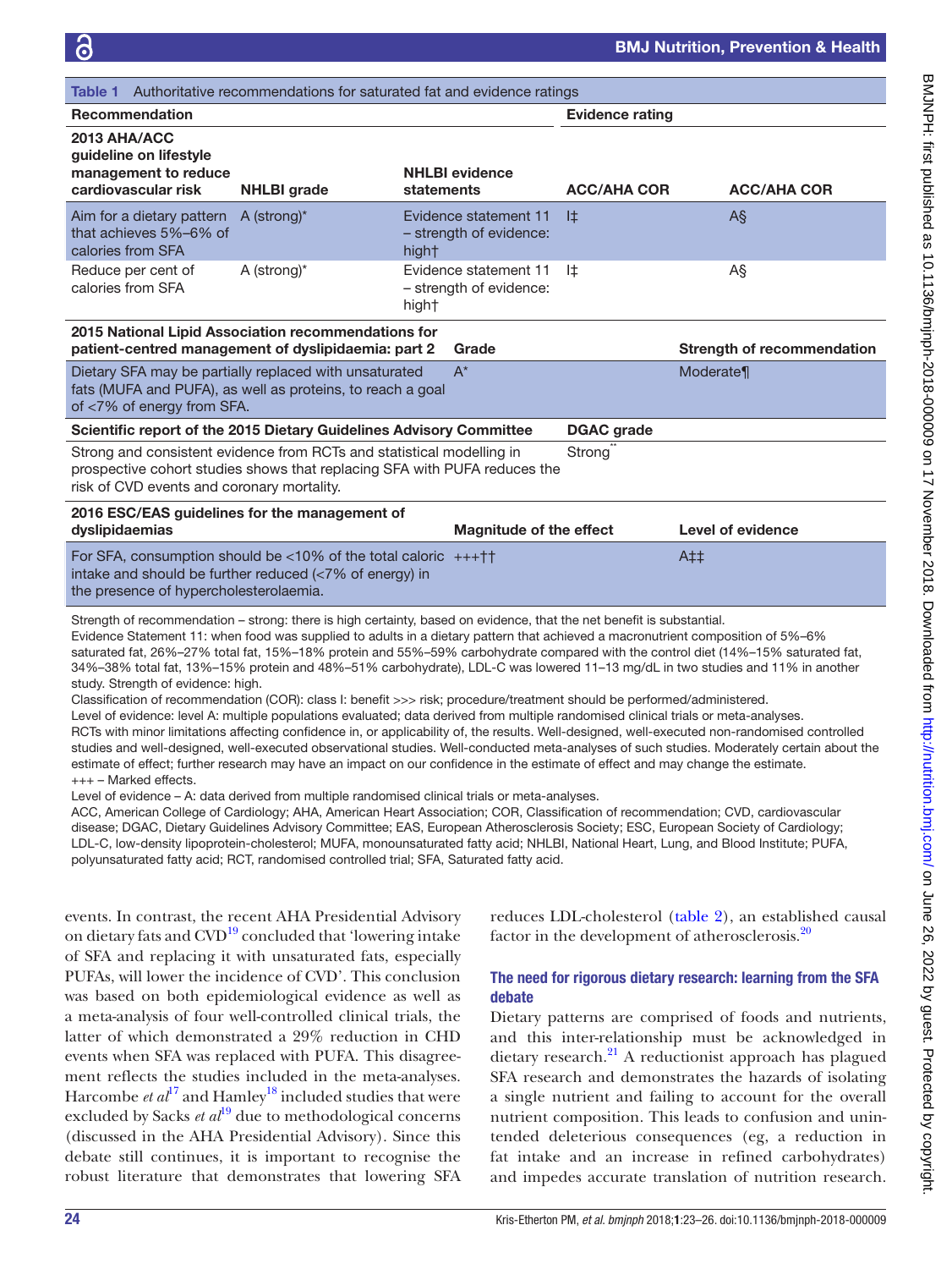**Table 1** Authoritative recommendations for saturated fat and evidence ratings

| Recommendation | | | Evidence rating | |
|---|---|---|---|---|
| **2013 AHA/ACC guideline on lifestyle management to reduce cardiovascular risk** | **NHLBI grade** | **NHLBI evidence statements** | **ACC/AHA COR** | **ACC/AHA COR** |
| Aim for a dietary pattern that achieves 5%–6% of calories from SFA | A (strong)* | Evidence statement 11 – strength of evidence: high† | I‡ | A§ |
| Reduce per cent of calories from SFA | A (strong)* | Evidence statement 11 – strength of evidence: high† | I‡ | A§ |
| **2015 National Lipid Association recommendations for patient-centred management of dyslipidaemia: part 2** | | **Grade** | | **Strength of recommendation** |
| Dietary SFA may be partially replaced with unsaturated fats (MUFA and PUFA), as well as proteins, to reach a goal of <7% of energy from SFA. | | A* | | Moderate¶ |
| **Scientific report of the 2015 Dietary Guidelines Advisory Committee** | | | **DGAC grade** | |
| Strong and consistent evidence from RCTs and statistical modelling in prospective cohort studies shows that replacing SFA with PUFA reduces the risk of CVD events and coronary mortality. | | | Strong** | |
| **2016 ESC/EAS guidelines for the management of dyslipidaemias** | | **Magnitude of the effect** | | **Level of evidence** |
| For SFA, consumption should be <10% of the total caloric intake and should be further reduced (<7% of energy) in the presence of hypercholesterolaemia. | | +++†† | | A‡‡ |

Strength of recommendation – strong: there is high certainty, based on evidence, that the net benefit is substantial.
Evidence Statement 11: when food was supplied to adults in a dietary pattern that achieved a macronutrient composition of 5%–6% saturated fat, 26%–27% total fat, 15%–18% protein and 55%–59% carbohydrate compared with the control diet (14%–15% saturated fat, 34%–38% total fat, 13%–15% protein and 48%–51% carbohydrate), LDL-C was lowered 11–13 mg/dL in two studies and 11% in another study. Strength of evidence: high.
Classification of recommendation (COR): class I: benefit >>> risk; procedure/treatment should be performed/administered.
Level of evidence: level A: multiple populations evaluated; data derived from multiple randomised clinical trials or meta-analyses.
RCTs with minor limitations affecting confidence in, or applicability of, the results. Well-designed, well-executed non-randomised controlled studies and well-designed, well-executed observational studies. Well-conducted meta-analyses of such studies. Moderately certain about the estimate of effect; further research may have an impact on our confidence in the estimate of effect and may change the estimate.
+++ – Marked effects.
Level of evidence – A: data derived from multiple randomised clinical trials or meta-analyses.
ACC, American College of Cardiology; AHA, American Heart Association; COR, Classification of recommendation; CVD, cardiovascular disease; DGAC, Dietary Guidelines Advisory Committee; EAS, European Atherosclerosis Society; ESC, European Society of Cardiology; LDL-C, low-density lipoprotein-cholesterol; MUFA, monounsaturated fatty acid; NHLBI, National Heart, Lung, and Blood Institute; PUFA, polyunsaturated fatty acid; RCT, randomised controlled trial; SFA, Saturated fatty acid.

events. In contrast, the recent AHA Presidential Advisory on dietary fats and CVD[19] concluded that 'lowering intake of SFA and replacing it with unsaturated fats, especially PUFAs, will lower the incidence of CVD'. This conclusion was based on both epidemiological evidence as well as a meta-analysis of four well-controlled clinical trials, the latter of which demonstrated a 29% reduction in CHD events when SFA was replaced with PUFA. This disagreement reflects the studies included in the meta-analyses. Harcombe *et al*[17] and Hamley[18] included studies that were excluded by Sacks *et al*[19] due to methodological concerns (discussed in the AHA Presidential Advisory). Since this debate still continues, it is important to recognise the robust literature that demonstrates that lowering SFA reduces LDL-cholesterol (table 2), an established causal factor in the development of atherosclerosis.[20]

## The need for rigorous dietary research: learning from the SFA debate

Dietary patterns are comprised of foods and nutrients, and this inter-relationship must be acknowledged in dietary research.[21] A reductionist approach has plagued SFA research and demonstrates the hazards of isolating a single nutrient and failing to account for the overall nutrient composition. This leads to confusion and unintended deleterious consequences (eg, a reduction in fat intake and an increase in refined carbohydrates) and impedes accurate translation of nutrition research.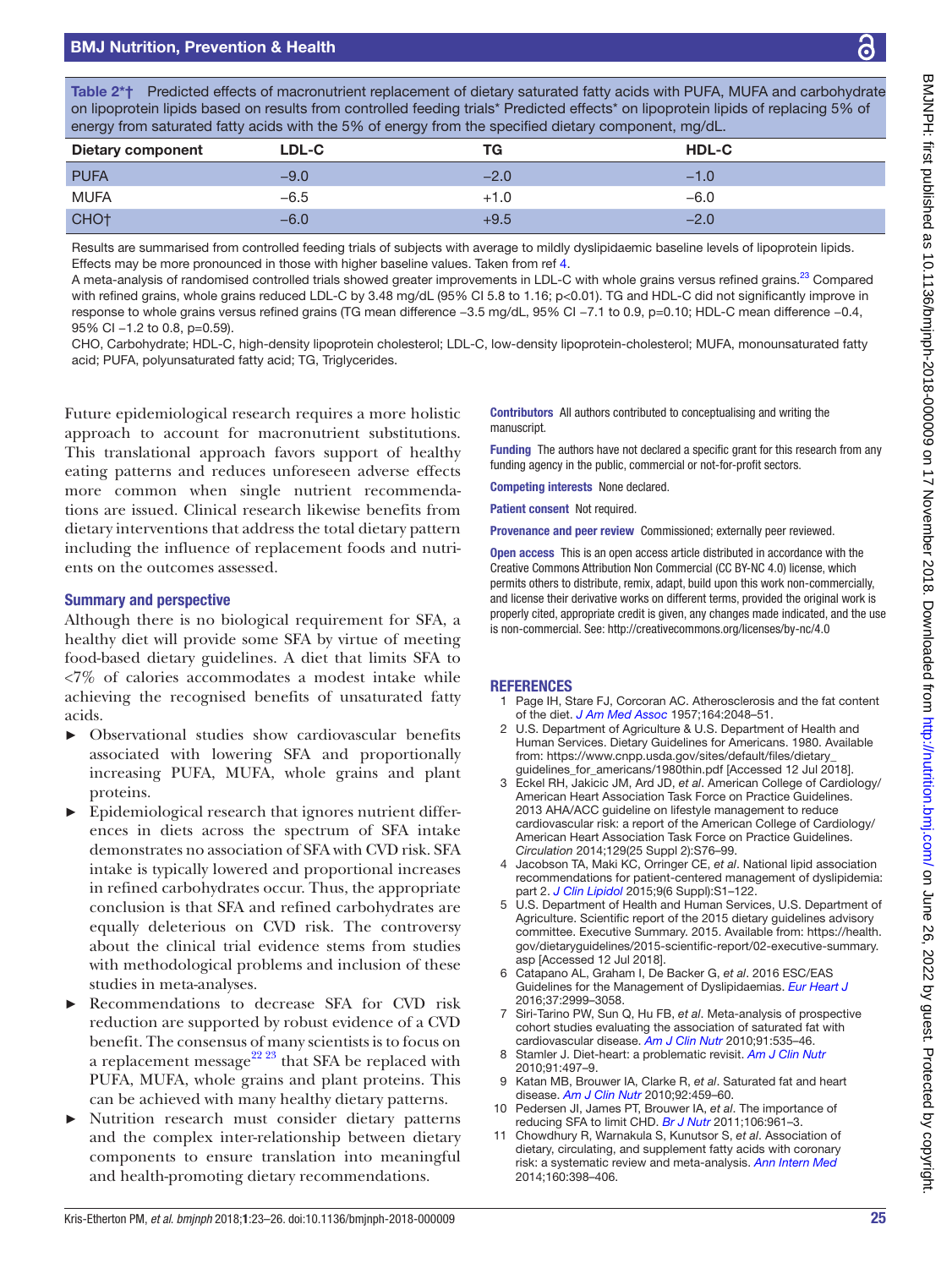Table 2*† Predicted effects of macronutrient replacement of dietary saturated fatty acids with PUFA, MUFA and carbohydrate on lipoprotein lipids based on results from controlled feeding trials* Predicted effects* on lipoprotein lipids of replacing 5% of energy from saturated fatty acids with the 5% of energy from the specified dietary component, mg/dL.

| Dietary component | LDL-C | TG | HDL-C |
|---|---|---|---|
| PUFA | −9.0 | −2.0 | −1.0 |
| MUFA | −6.5 | +1.0 | −6.0 |
| CHO† | −6.0 | +9.5 | −2.0 |

Results are summarised from controlled feeding trials of subjects with average to mildly dyslipidaemic baseline levels of lipoprotein lipids. Effects may be more pronounced in those with higher baseline values. Taken from ref 4.

A meta-analysis of randomised controlled trials showed greater improvements in LDL-C with whole grains versus refined grains.[23] Compared with refined grains, whole grains reduced LDL-C by 3.48 mg/dL (95% CI 5.8 to 1.16; p<0.01). TG and HDL-C did not significantly improve in response to whole grains versus refined grains (TG mean difference −3.5 mg/dL, 95% CI −7.1 to 0.9, p=0.10; HDL-C mean difference −0.4, 95% CI −1.2 to 0.8, p=0.59).

CHO, Carbohydrate; HDL-C, high-density lipoprotein cholesterol; LDL-C, low-density lipoprotein-cholesterol; MUFA, monounsaturated fatty acid; PUFA, polyunsaturated fatty acid; TG, Triglycerides.

Future epidemiological research requires a more holistic approach to account for macronutrient substitutions. This translational approach favors support of healthy eating patterns and reduces unforeseen adverse effects more common when single nutrient recommendations are issued. Clinical research likewise benefits from dietary interventions that address the total dietary pattern including the influence of replacement foods and nutrients on the outcomes assessed.

## Summary and perspective

Although there is no biological requirement for SFA, a healthy diet will provide some SFA by virtue of meeting food-based dietary guidelines. A diet that limits SFA to <7% of calories accommodates a modest intake while achieving the recognised benefits of unsaturated fatty acids.

- Observational studies show cardiovascular benefits associated with lowering SFA and proportionally increasing PUFA, MUFA, whole grains and plant proteins.
- Epidemiological research that ignores nutrient differences in diets across the spectrum of SFA intake demonstrates no association of SFA with CVD risk. SFA intake is typically lowered and proportional increases in refined carbohydrates occur. Thus, the appropriate conclusion is that SFA and refined carbohydrates are equally deleterious on CVD risk. The controversy about the clinical trial evidence stems from studies with methodological problems and inclusion of these studies in meta-analyses.
- Recommendations to decrease SFA for CVD risk reduction are supported by robust evidence of a CVD benefit. The consensus of many scientists is to focus on a replacement message[22 23] that SFA be replaced with PUFA, MUFA, whole grains and plant proteins. This can be achieved with many healthy dietary patterns.
- Nutrition research must consider dietary patterns and the complex inter-relationship between dietary components to ensure translation into meaningful and health-promoting dietary recommendations.

**Contributors** All authors contributed to conceptualising and writing the manuscript.

**Funding** The authors have not declared a specific grant for this research from any funding agency in the public, commercial or not-for-profit sectors.

**Competing interests** None declared.

**Patient consent** Not required.

**Provenance and peer review** Commissioned; externally peer reviewed.

**Open access** This is an open access article distributed in accordance with the Creative Commons Attribution Non Commercial (CC BY-NC 4.0) license, which permits others to distribute, remix, adapt, build upon this work non-commercially, and license their derivative works on different terms, provided the original work is properly cited, appropriate credit is given, any changes made indicated, and the use is non-commercial. See: http://creativecommons.org/licenses/by-nc/4.0

## REFERENCES

1. Page IH, Stare FJ, Corcoran AC. Atherosclerosis and the fat content of the diet. *J Am Med Assoc* 1957;164:2048–51.
2. U.S. Department of Agriculture & U.S. Department of Health and Human Services. Dietary Guidelines for Americans. 1980. Available from: https://www.cnpp.usda.gov/sites/default/files/dietary_guidelines_for_americans/1980thin.pdf [Accessed 12 Jul 2018].
3. Eckel RH, Jakicic JM, Ard JD, *et al*. American College of Cardiology/American Heart Association Task Force on Practice Guidelines. 2013 AHA/ACC guideline on lifestyle management to reduce cardiovascular risk: a report of the American College of Cardiology/American Heart Association Task Force on Practice Guidelines. *Circulation* 2014;129(25 Suppl 2):S76–99.
4. Jacobson TA, Maki KC, Orringer CE, *et al*. National lipid association recommendations for patient-centered management of dyslipidemia: part 2. *J Clin Lipidol* 2015;9(6 Suppl):S1–122.
5. U.S. Department of Health and Human Services, U.S. Department of Agriculture. Scientific report of the 2015 dietary guidelines advisory committee. Executive Summary. 2015. Available from: https://health.gov/dietaryguidelines/2015-scientific-report/02-executive-summary.asp [Accessed 12 Jul 2018].
6. Catapano AL, Graham I, De Backer G, *et al*. 2016 ESC/EAS Guidelines for the Management of Dyslipidaemias. *Eur Heart J* 2016;37:2999–3058.
7. Siri-Tarino PW, Sun Q, Hu FB, *et al*. Meta-analysis of prospective cohort studies evaluating the association of saturated fat with cardiovascular disease. *Am J Clin Nutr* 2010;91:535–46.
8. Stamler J. Diet-heart: a problematic revisit. *Am J Clin Nutr* 2010;91:497–9.
9. Katan MB, Brouwer IA, Clarke R, *et al*. Saturated fat and heart disease. *Am J Clin Nutr* 2010;92:459–60.
10. Pedersen JI, James PT, Brouwer IA, *et al*. The importance of reducing SFA to limit CHD. *Br J Nutr* 2011;106:961–3.
11. Chowdhury R, Warnakula S, Kunutsor S, *et al*. Association of dietary, circulating, and supplement fatty acids with coronary risk: a systematic review and meta-analysis. *Ann Intern Med* 2014;160:398–406.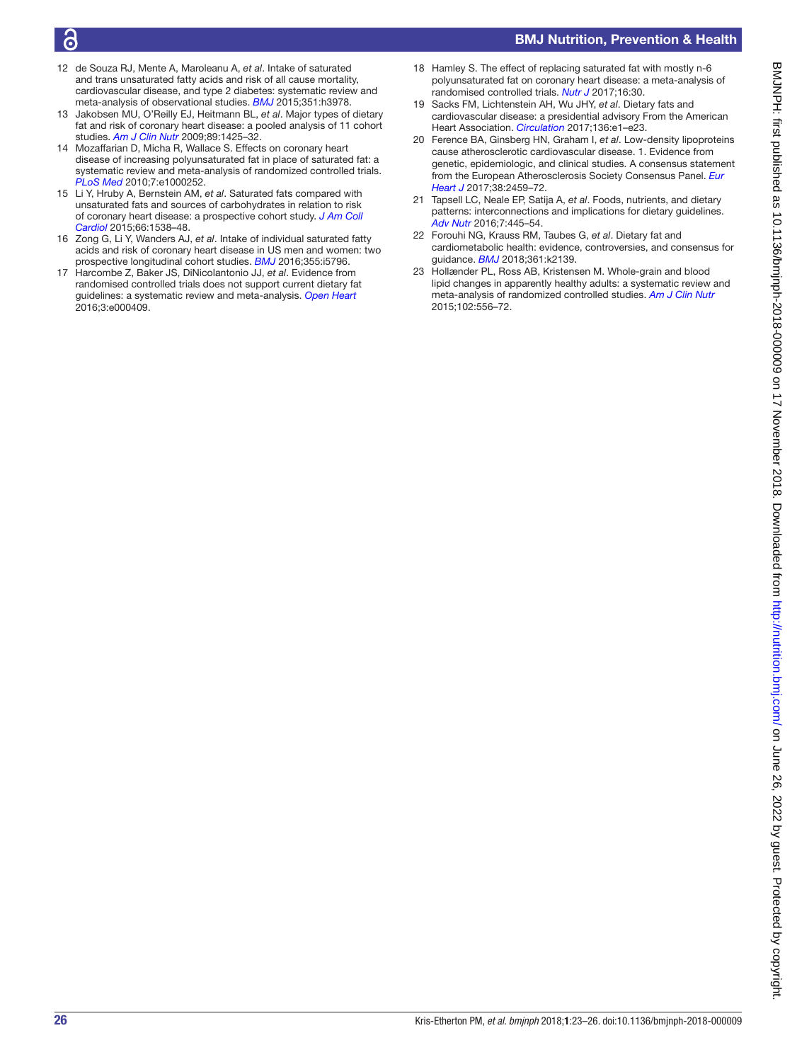12 de Souza RJ, Mente A, Maroleanu A, *et al*. Intake of saturated and trans unsaturated fatty acids and risk of all cause mortality, cardiovascular disease, and type 2 diabetes: systematic review and meta-analysis of observational studies. *BMJ* 2015;351:h3978.

13 Jakobsen MU, O'Reilly EJ, Heitmann BL, *et al*. Major types of dietary fat and risk of coronary heart disease: a pooled analysis of 11 cohort studies. *Am J Clin Nutr* 2009;89:1425–32.

14 Mozaffarian D, Micha R, Wallace S. Effects on coronary heart disease of increasing polyunsaturated fat in place of saturated fat: a systematic review and meta-analysis of randomized controlled trials. *PLoS Med* 2010;7:e1000252.

15 Li Y, Hruby A, Bernstein AM, *et al*. Saturated fats compared with unsaturated fats and sources of carbohydrates in relation to risk of coronary heart disease: a prospective cohort study. *J Am Coll Cardiol* 2015;66:1538–48.

16 Zong G, Li Y, Wanders AJ, *et al*. Intake of individual saturated fatty acids and risk of coronary heart disease in US men and women: two prospective longitudinal cohort studies. *BMJ* 2016;355:i5796.

17 Harcombe Z, Baker JS, DiNicolantonio JJ, *et al*. Evidence from randomised controlled trials does not support current dietary fat guidelines: a systematic review and meta-analysis. *Open Heart* 2016;3:e000409.

18 Hamley S. The effect of replacing saturated fat with mostly n-6 polyunsaturated fat on coronary heart disease: a meta-analysis of randomised controlled trials. *Nutr J* 2017;16:30.

19 Sacks FM, Lichtenstein AH, Wu JHY, *et al*. Dietary fats and cardiovascular disease: a presidential advisory From the American Heart Association. *Circulation* 2017;136:e1–e23.

20 Ference BA, Ginsberg HN, Graham I, *et al*. Low-density lipoproteins cause atherosclerotic cardiovascular disease. 1. Evidence from genetic, epidemiologic, and clinical studies. A consensus statement from the European Atherosclerosis Society Consensus Panel. *Eur Heart J* 2017;38:2459–72.

21 Tapsell LC, Neale EP, Satija A, *et al*. Foods, nutrients, and dietary patterns: interconnections and implications for dietary guidelines. *Adv Nutr* 2016;7:445–54.

22 Forouhi NG, Krauss RM, Taubes G, *et al*. Dietary fat and cardiometabolic health: evidence, controversies, and consensus for guidance. *BMJ* 2018;361:k2139.

23 Hollænder PL, Ross AB, Kristensen M. Whole-grain and blood lipid changes in apparently healthy adults: a systematic review and meta-analysis of randomized controlled studies. *Am J Clin Nutr* 2015;102:556–72.